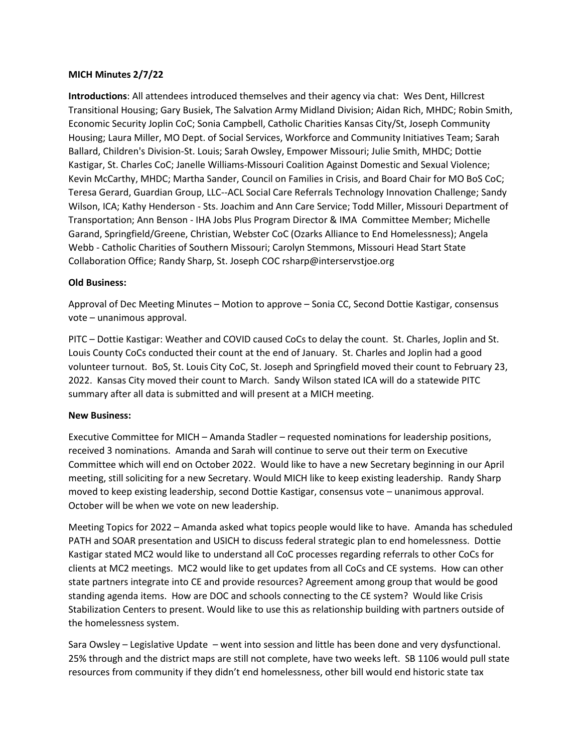**MICH Minutes 2/7/22**

**Introductions**: All attendees introduced themselves and their agency via chat: Wes Dent, Hillcrest Transitional Housing; Gary Busiek, The Salvation Army Midland Division; Aidan Rich, MHDC; Robin Smith, Economic Security Joplin CoC; Sonia Campbell, Catholic Charities Kansas City/St, Joseph Community Housing; Laura Miller, MO Dept. of Social Services, Workforce and Community Initiatives Team; Sarah Ballard, Children's Division-St. Louis; Sarah Owsley, Empower Missouri; Julie Smith, MHDC; Dottie Kastigar, St. Charles CoC; Janelle Williams-Missouri Coalition Against Domestic and Sexual Violence; Kevin McCarthy, MHDC; Martha Sander, Council on Families in Crisis, and Board Chair for MO BoS CoC; Teresa Gerard, Guardian Group, LLC--ACL Social Care Referrals Technology Innovation Challenge; Sandy Wilson, ICA; Kathy Henderson - Sts. Joachim and Ann Care Service; Todd Miller, Missouri Department of Transportation; Ann Benson - IHA Jobs Plus Program Director & IMA Committee Member; Michelle Garand, Springfield/Greene, Christian, Webster CoC (Ozarks Alliance to End Homelessness); Angela Webb - Catholic Charities of Southern Missouri; Carolyn Stemmons, Missouri Head Start State Collaboration Office; Randy Sharp, St. Joseph COC rsharp@interservstjoe.org

**Old Business:**

Approval of Dec Meeting Minutes – Motion to approve – Sonia CC, Second Dottie Kastigar, consensus vote – unanimous approval.

PITC – Dottie Kastigar: Weather and COVID caused CoCs to delay the count. St. Charles, Joplin and St. Louis County CoCs conducted their count at the end of January. St. Charles and Joplin had a good volunteer turnout. BoS, St. Louis City CoC, St. Joseph and Springfield moved their count to February 23, 2022. Kansas City moved their count to March. Sandy Wilson stated ICA will do a statewide PITC summary after all data is submitted and will present at a MICH meeting.

**New Business:**

Executive Committee for MICH – Amanda Stadler – requested nominations for leadership positions, received 3 nominations. Amanda and Sarah will continue to serve out their term on Executive Committee which will end on October 2022. Would like to have a new Secretary beginning in our April meeting, still soliciting for a new Secretary. Would MICH like to keep existing leadership. Randy Sharp moved to keep existing leadership, second Dottie Kastigar, consensus vote – unanimous approval. October will be when we vote on new leadership.

Meeting Topics for 2022 – Amanda asked what topics people would like to have. Amanda has scheduled PATH and SOAR presentation and USICH to discuss federal strategic plan to end homelessness. Dottie Kastigar stated MC2 would like to understand all CoC processes regarding referrals to other CoCs for clients at MC2 meetings. MC2 would like to get updates from all CoCs and CE systems. How can other state partners integrate into CE and provide resources? Agreement among group that would be good standing agenda items. How are DOC and schools connecting to the CE system? Would like Crisis Stabilization Centers to present. Would like to use this as relationship building with partners outside of the homelessness system.

Sara Owsley – Legislative Update – went into session and little has been done and very dysfunctional. 25% through and the district maps are still not complete, have two weeks left. SB 1106 would pull state resources from community if they didn't end homelessness, other bill would end historic state tax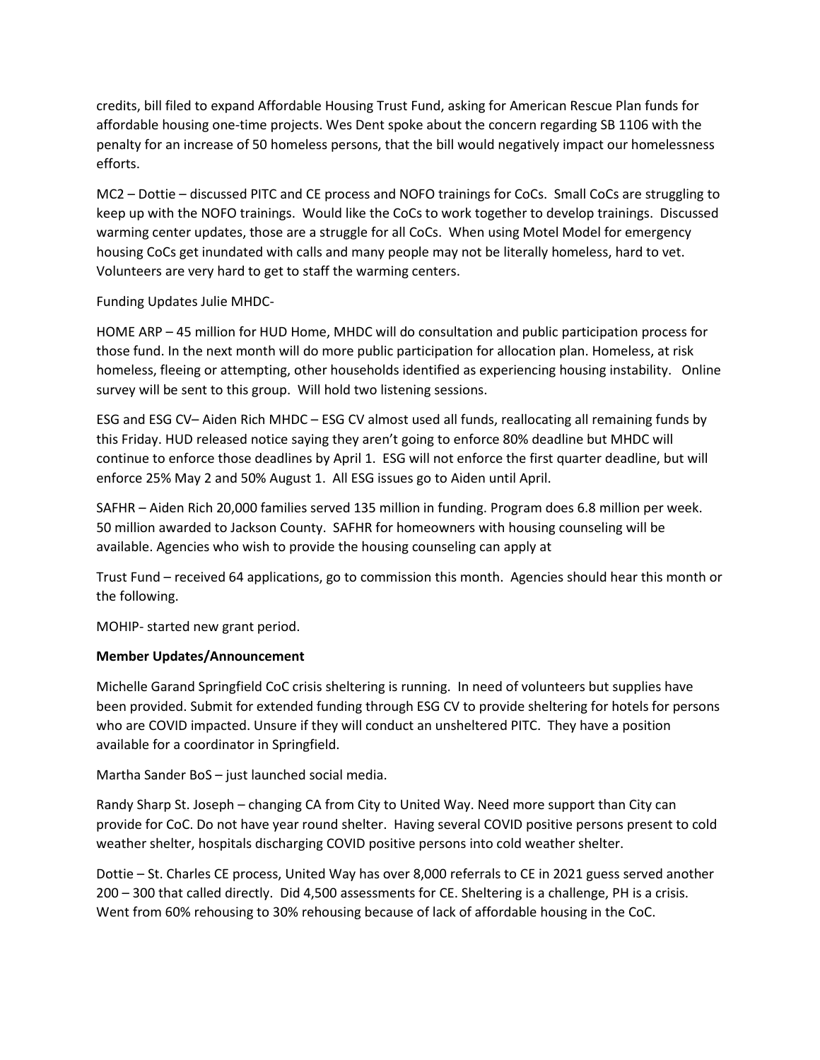credits, bill filed to expand Affordable Housing Trust Fund, asking for American Rescue Plan funds for affordable housing one-time projects. Wes Dent spoke about the concern regarding SB 1106 with the penalty for an increase of 50 homeless persons, that the bill would negatively impact our homelessness efforts.

MC2 – Dottie – discussed PITC and CE process and NOFO trainings for CoCs. Small CoCs are struggling to keep up with the NOFO trainings. Would like the CoCs to work together to develop trainings. Discussed warming center updates, those are a struggle for all CoCs. When using Motel Model for emergency housing CoCs get inundated with calls and many people may not be literally homeless, hard to vet. Volunteers are very hard to get to staff the warming centers.

Funding Updates Julie MHDC-

HOME ARP – 45 million for HUD Home, MHDC will do consultation and public participation process for those fund. In the next month will do more public participation for allocation plan. Homeless, at risk homeless, fleeing or attempting, other households identified as experiencing housing instability. Online survey will be sent to this group. Will hold two listening sessions.

ESG and ESG CV– Aiden Rich MHDC – ESG CV almost used all funds, reallocating all remaining funds by this Friday. HUD released notice saying they aren't going to enforce 80% deadline but MHDC will continue to enforce those deadlines by April 1. ESG will not enforce the first quarter deadline, but will enforce 25% May 2 and 50% August 1. All ESG issues go to Aiden until April.

SAFHR – Aiden Rich 20,000 families served 135 million in funding. Program does 6.8 million per week. 50 million awarded to Jackson County. SAFHR for homeowners with housing counseling will be available. Agencies who wish to provide the housing counseling can apply at

Trust Fund – received 64 applications, go to commission this month. Agencies should hear this month or the following.

MOHIP- started new grant period.

**Member Updates/Announcement**

Michelle Garand Springfield CoC crisis sheltering is running. In need of volunteers but supplies have been provided. Submit for extended funding through ESG CV to provide sheltering for hotels for persons who are COVID impacted. Unsure if they will conduct an unsheltered PITC. They have a position available for a coordinator in Springfield.

Martha Sander BoS – just launched social media.

Randy Sharp St. Joseph – changing CA from City to United Way. Need more support than City can provide for CoC. Do not have year round shelter. Having several COVID positive persons present to cold weather shelter, hospitals discharging COVID positive persons into cold weather shelter.

Dottie – St. Charles CE process, United Way has over 8,000 referrals to CE in 2021 guess served another 200 – 300 that called directly. Did 4,500 assessments for CE. Sheltering is a challenge, PH is a crisis. Went from 60% rehousing to 30% rehousing because of lack of affordable housing in the CoC.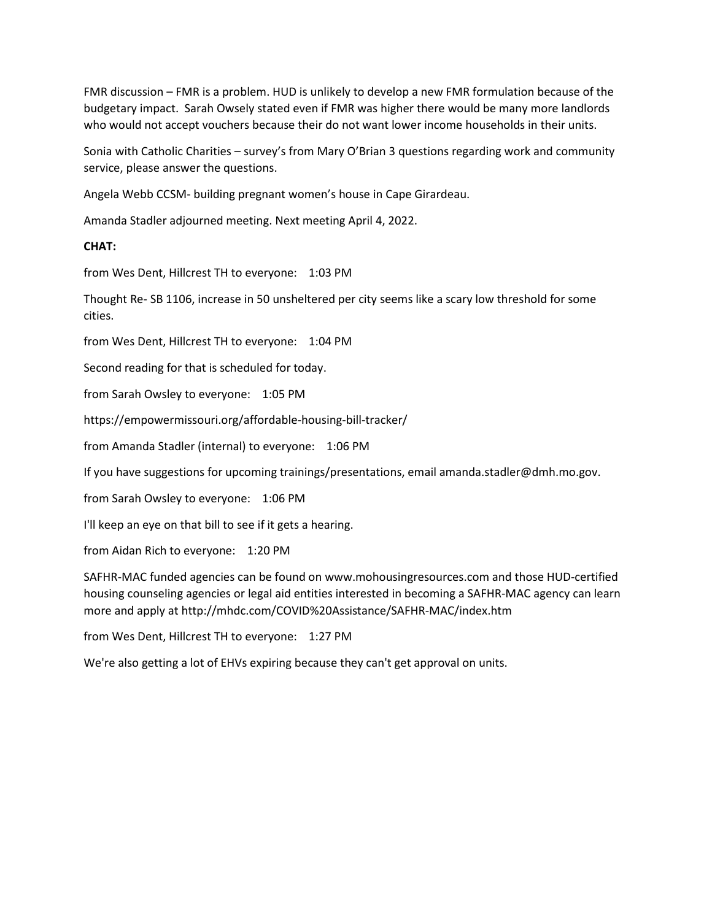FMR discussion – FMR is a problem. HUD is unlikely to develop a new FMR formulation because of the budgetary impact. Sarah Owsely stated even if FMR was higher there would be many more landlords who would not accept vouchers because their do not want lower income households in their units.

Sonia with Catholic Charities – survey's from Mary O'Brian 3 questions regarding work and community service, please answer the questions.

Angela Webb CCSM- building pregnant women's house in Cape Girardeau.

Amanda Stadler adjourned meeting. Next meeting April 4, 2022.

**CHAT:**

from Wes Dent, Hillcrest TH to everyone: 1:03 PM

Thought Re- SB 1106, increase in 50 unsheltered per city seems like a scary low threshold for some cities.

from Wes Dent, Hillcrest TH to everyone: 1:04 PM

Second reading for that is scheduled for today.

from Sarah Owsley to everyone: 1:05 PM

https://empowermissouri.org/affordable-housing-bill-tracker/

from Amanda Stadler (internal) to everyone: 1:06 PM

If you have suggestions for upcoming trainings/presentations, email amanda.stadler@dmh.mo.gov.

from Sarah Owsley to everyone: 1:06 PM

I'll keep an eye on that bill to see if it gets a hearing.

from Aidan Rich to everyone: 1:20 PM

SAFHR-MAC funded agencies can be found on www.mohousingresources.com and those HUD-certified housing counseling agencies or legal aid entities interested in becoming a SAFHR-MAC agency can learn more and apply at http://mhdc.com/COVID%20Assistance/SAFHR-MAC/index.htm

from Wes Dent, Hillcrest TH to everyone: 1:27 PM

We're also getting a lot of EHVs expiring because they can't get approval on units.